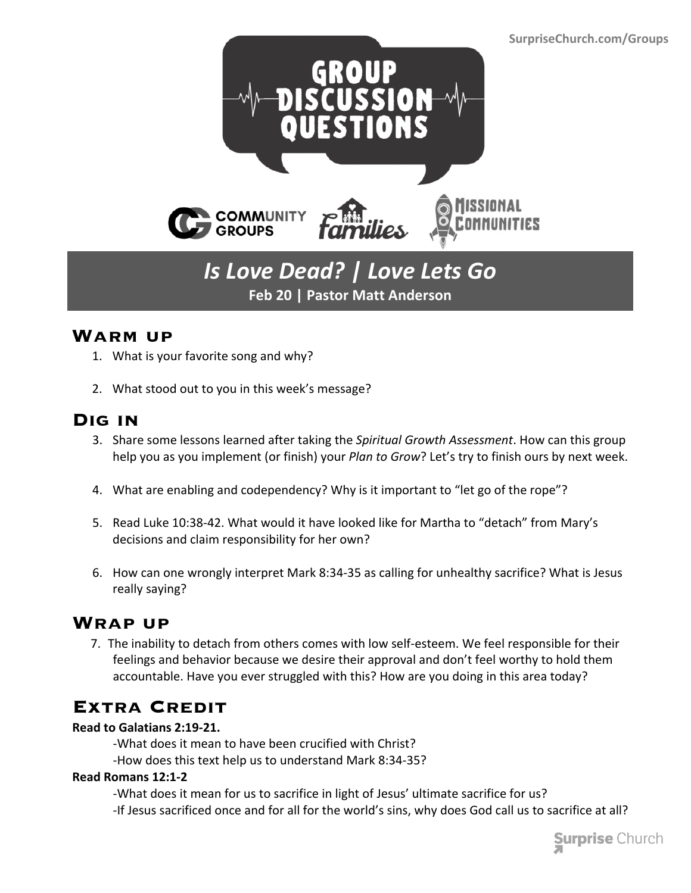SurpriseChurch.com/Groups

# GROUP DISCUSSION QUESTIONS

COMMUNITY GROUPS · families · MISSIONAL COMMUNITIES

## *Is Love Dead? | Love Lets Go*

**Feb 20 | Pastor Matt Anderson**

## Warm up

1. What is your favorite song and why?

2. What stood out to you in this week's message?

## Dig in

3. Share some lessons learned after taking the *Spiritual Growth Assessment*. How can this group help you as you implement (or finish) your *Plan to Grow*? Let's try to finish ours by next week.

4. What are enabling and codependency? Why is it important to "let go of the rope"?

5. Read Luke 10:38-42. What would it have looked like for Martha to "detach" from Mary's decisions and claim responsibility for her own?

6. How can one wrongly interpret Mark 8:34-35 as calling for unhealthy sacrifice? What is Jesus really saying?

## Wrap up

7. The inability to detach from others comes with low self-esteem. We feel responsible for their feelings and behavior because we desire their approval and don't feel worthy to hold them accountable. Have you ever struggled with this? How are you doing in this area today?

## Extra Credit

**Read to Galatians 2:19-21.**

-What does it mean to have been crucified with Christ?

-How does this text help us to understand Mark 8:34-35?

**Read Romans 12:1-2**

-What does it mean for us to sacrifice in light of Jesus' ultimate sacrifice for us?

-If Jesus sacrificed once and for all for the world's sins, why does God call us to sacrifice at all?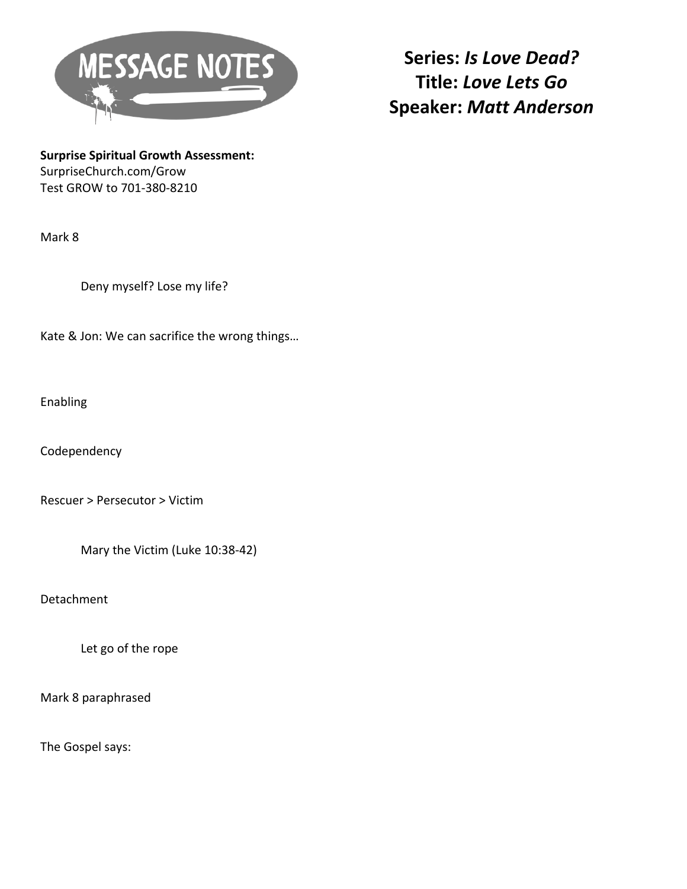MESSAGE NOTES

**Series:** ***Is Love Dead?***
**Title:** ***Love Lets Go***
**Speaker:** ***Matt Anderson***

**Surprise Spiritual Growth Assessment:**
SurpriseChurch.com/Grow
Test GROW to 701-380-8210

Mark 8

Deny myself? Lose my life?

Kate & Jon: We can sacrifice the wrong things…

Enabling

Codependency

Rescuer > Persecutor > Victim

Mary the Victim (Luke 10:38-42)

Detachment

Let go of the rope

Mark 8 paraphrased

The Gospel says: